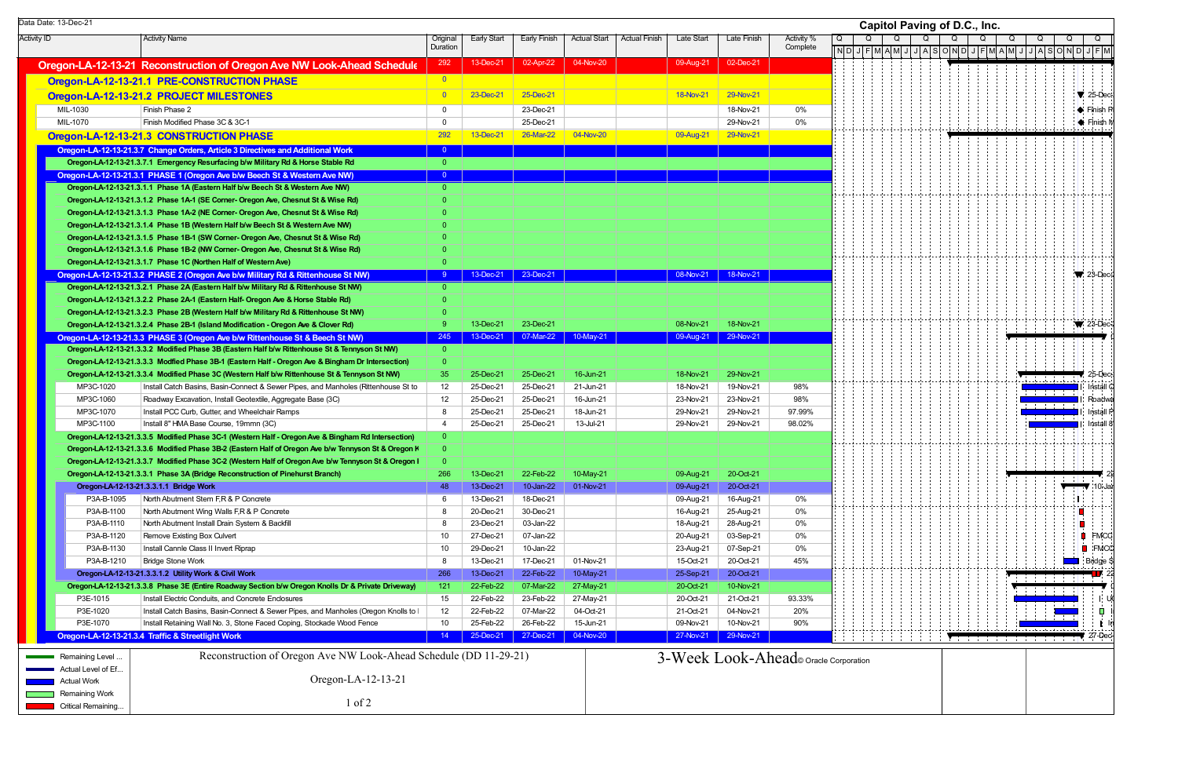Data Date: 13-Dec-21

**Capitol Paving of D.C., Inc.**

| Activity ID | Activity Name | Original Duration | Early Start | Early Finish | Actual Start | Actual Finish | Late Start | Late Finish | Activity % Complete |
|---|---|---|---|---|---|---|---|---|---|
| **Oregon-LA-12-13-21 Reconstruction of Oregon Ave NW Look-Ahead Schedule** | | 292 | 13-Dec-21 | 02-Apr-22 | 04-Nov-20 | | 09-Aug-21 | 02-Dec-21 | |
| **Oregon-LA-12-13-21.1 PRE-CONSTRUCTION PHASE** | | 0 | | | | | | | |
| **Oregon-LA-12-13-21.2 PROJECT MILESTONES** | | 0 | 23-Dec-21 | 25-Dec-21 | | | 18-Nov-21 | 29-Nov-21 | |
| MIL-1030 | Finish Phase 2 | 0 | | 23-Dec-21 | | | | 18-Nov-21 | 0% |
| MIL-1070 | Finish Modified Phase 3C & 3C-1 | 0 | | 25-Dec-21 | | | | 29-Nov-21 | 0% |
| **Oregon-LA-12-13-21.3 CONSTRUCTION PHASE** | | 292 | 13-Dec-21 | 26-Mar-22 | 04-Nov-20 | | 09-Aug-21 | 29-Nov-21 | |
| **Oregon-LA-12-13-21.3.7 Change Orders, Article 3 Directives and Additional Work** | | 0 | | | | | | | |
| **Oregon-LA-12-13-21.3.7.1 Emergency Resurfacing b/w Military Rd & Horse Stable Rd** | | 0 | | | | | | | |
| **Oregon-LA-12-13-21.3.1 PHASE 1 (Oregon Ave b/w Beech St & Western Ave NW)** | | 0 | | | | | | | |
| **Oregon-LA-12-13-21.3.1.1 Phase 1A (Eastern Half b/w Beech St & Western Ave NW)** | | 0 | | | | | | | |
| **Oregon-LA-12-13-21.3.1.2 Phase 1A-1 (SE Corner- Oregon Ave, Chesnut St & Wise Rd)** | | 0 | | | | | | | |
| **Oregon-LA-12-13-21.3.1.3 Phase 1A-2 (NE Corner- Oregon Ave, Chesnut St & Wise Rd)** | | 0 | | | | | | | |
| **Oregon-LA-12-13-21.3.1.4 Phase 1B (Western Half b/w Beech St & Western Ave NW)** | | 0 | | | | | | | |
| **Oregon-LA-12-13-21.3.1.5 Phase 1B-1 (SW Corner- Oregon Ave, Chesnut St & Wise Rd)** | | 0 | | | | | | | |
| **Oregon-LA-12-13-21.3.1.6 Phase 1B-2 (NW Corner- Oregon Ave, Chesnut St & Wise Rd)** | | 0 | | | | | | | |
| **Oregon-LA-12-13-21.3.1.7 Phase 1C (Northen Half of Western Ave)** | | 0 | | | | | | | |
| **Oregon-LA-12-13-21.3.2 PHASE 2 (Oregon Ave b/w Military Rd & Rittenhouse St NW)** | | 9 | 13-Dec-21 | 23-Dec-21 | | | 08-Nov-21 | 18-Nov-21 | |
| **Oregon-LA-12-13-21.3.2.1 Phase 2A (Eastern Half b/w Military Rd & Rittenhouse St NW)** | | 0 | | | | | | | |
| **Oregon-LA-12-13-21.3.2.2 Phase 2A-1 (Eastern Half- Oregon Ave & Horse Stable Rd)** | | 0 | | | | | | | |
| **Oregon-LA-12-13-21.3.2.3 Phase 2B (Western Half b/w Military Rd & Rittenhouse St NW)** | | 0 | | | | | | | |
| **Oregon-LA-12-13-21.3.2.4 Phase 2B-1 (Island Modification - Oregon Ave & Clover Rd)** | | 9 | 13-Dec-21 | 23-Dec-21 | | | 08-Nov-21 | 18-Nov-21 | |
| **Oregon-LA-12-13-21.3.3 PHASE 3 (Oregon Ave b/w Rittenhouse St & Beech St NW)** | | 245 | 13-Dec-21 | 07-Mar-22 | 10-May-21 | | 09-Aug-21 | 29-Nov-21 | |
| **Oregon-LA-12-13-21.3.3.2 Modified Phase 3B (Eastern Half b/w Rittenhouse St & Tennyson St NW)** | | 0 | | | | | | | |
| **Oregon-LA-12-13-21.3.3.3 Modfied Phase 3B-1 (Eastern Half - Oregon Ave & Bingham Dr Intersection)** | | 0 | | | | | | | |
| **Oregon-LA-12-13-21.3.3.4 Modified Phase 3C (Western Half b/w Rittenhouse St & Tennyson St NW)** | | 35 | 25-Dec-21 | 25-Dec-21 | 16-Jun-21 | | 18-Nov-21 | 29-Nov-21 | |
| MP3C-1020 | Install Catch Basins, Basin-Connect & Sewer Pipes, and Manholes (Rittenhouse St to | 12 | 25-Dec-21 | 25-Dec-21 | 21-Jun-21 | | 18-Nov-21 | 19-Nov-21 | 98% |
| MP3C-1060 | Roadway Excavation, Install Geotextile, Aggregate Base (3C) | 12 | 25-Dec-21 | 25-Dec-21 | 16-Jun-21 | | 23-Nov-21 | 23-Nov-21 | 98% |
| MP3C-1070 | Install PCC Curb, Gutter, and Wheelchair Ramps | 8 | 25-Dec-21 | 25-Dec-21 | 18-Jun-21 | | 29-Nov-21 | 29-Nov-21 | 97.99% |
| MP3C-1100 | Install 8" HMA Base Course, 19mmn (3C) | 4 | 25-Dec-21 | 25-Dec-21 | 13-Jul-21 | | 29-Nov-21 | 29-Nov-21 | 98.02% |
| **Oregon-LA-12-13-21.3.3.5 Modified Phase 3C-1 (Western Half - Oregon Ave & Bingham Rd Intersection)** | | 0 | | | | | | | |
| **Oregon-LA-12-13-21.3.3.6 Modified Phase 3B-2 (Eastern Half of Oregon Ave b/w Tennyson St & Oregon K** | | 0 | | | | | | | |
| **Oregon-LA-12-13-21.3.3.7 Modified Phase 3C-2 (Western Half of Oregon Ave b/w Tennyson St & Oregon I** | | 0 | | | | | | | |
| **Oregon-LA-12-13-21.3.3.1 Phase 3A (Bridge Reconstruction of Pinehurst Branch)** | | 266 | 13-Dec-21 | 22-Feb-22 | 10-May-21 | | 09-Aug-21 | 20-Oct-21 | |
| **Oregon-LA-12-13-21.3.3.1.1 Bridge Work** | | 48 | 13-Dec-21 | 10-Jan-22 | 01-Nov-21 | | 09-Aug-21 | 20-Oct-21 | |
| P3A-B-1095 | North Abutment Stem F,R & P Concrete | 6 | 13-Dec-21 | 18-Dec-21 | | | 09-Aug-21 | 16-Aug-21 | 0% |
| P3A-B-1100 | North Abutment Wing Walls F,R & P Concrete | 8 | 20-Dec-21 | 30-Dec-21 | | | 16-Aug-21 | 25-Aug-21 | 0% |
| P3A-B-1110 | North Abutment Install Drain System & Backfill | 8 | 23-Dec-21 | 03-Jan-22 | | | 18-Aug-21 | 28-Aug-21 | 0% |
| P3A-B-1120 | Remove Existing Box Culvert | 10 | 27-Dec-21 | 07-Jan-22 | | | 20-Aug-21 | 03-Sep-21 | 0% |
| P3A-B-1130 | Install Cannle Class II Invert Riprap | 10 | 29-Dec-21 | 10-Jan-22 | | | 23-Aug-21 | 07-Sep-21 | 0% |
| P3A-B-1210 | Bridge Stone Work | 8 | 13-Dec-21 | 17-Dec-21 | 01-Nov-21 | | 15-Oct-21 | 20-Oct-21 | 45% |
| **Oregon-LA-12-13-21.3.3.1.2 Utility Work & Civil Work** | | 266 | 13-Dec-21 | 22-Feb-22 | 10-May-21 | | 25-Sep-21 | 20-Oct-21 | |
| **Oregon-LA-12-13-21.3.3.8 Phase 3E (Entire Roadway Section b/w Oregon Knolls Dr & Private Driveway)** | | 121 | 22-Feb-22 | 07-Mar-22 | 27-May-21 | | 20-Oct-21 | 10-Nov-21 | |
| P3E-1015 | Install Electric Conduits, and Concrete Enclosures | 15 | 22-Feb-22 | 23-Feb-22 | 27-May-21 | | 20-Oct-21 | 21-Oct-21 | 93.33% |
| P3E-1020 | Install Catch Basins, Basin-Connect & Sewer Pipes, and Manholes (Oregon Knolls to I | 12 | 22-Feb-22 | 07-Mar-22 | 04-Oct-21 | | 21-Oct-21 | 04-Nov-21 | 20% |
| P3E-1070 | Install Retaining Wall No. 3, Stone Faced Coping, Stockade Wood Fence | 10 | 25-Feb-22 | 26-Feb-22 | 15-Jun-21 | | 09-Nov-21 | 10-Nov-21 | 90% |
| **Oregon-LA-12-13-21.3.4 Traffic & Streetlight Work** | | 14 | 25-Dec-21 | 27-Dec-21 | 04-Nov-20 | | 27-Nov-21 | 29-Nov-21 | |

Legend: Remaining Level ... / Actual Level of Ef... / Actual Work / Remaining Work / Critical Remaining...

Reconstruction of Oregon Ave NW Look-Ahead Schedule (DD 11-29-21)

Oregon-LA-12-13-21

3-Week Look-Ahead © Oracle Corporation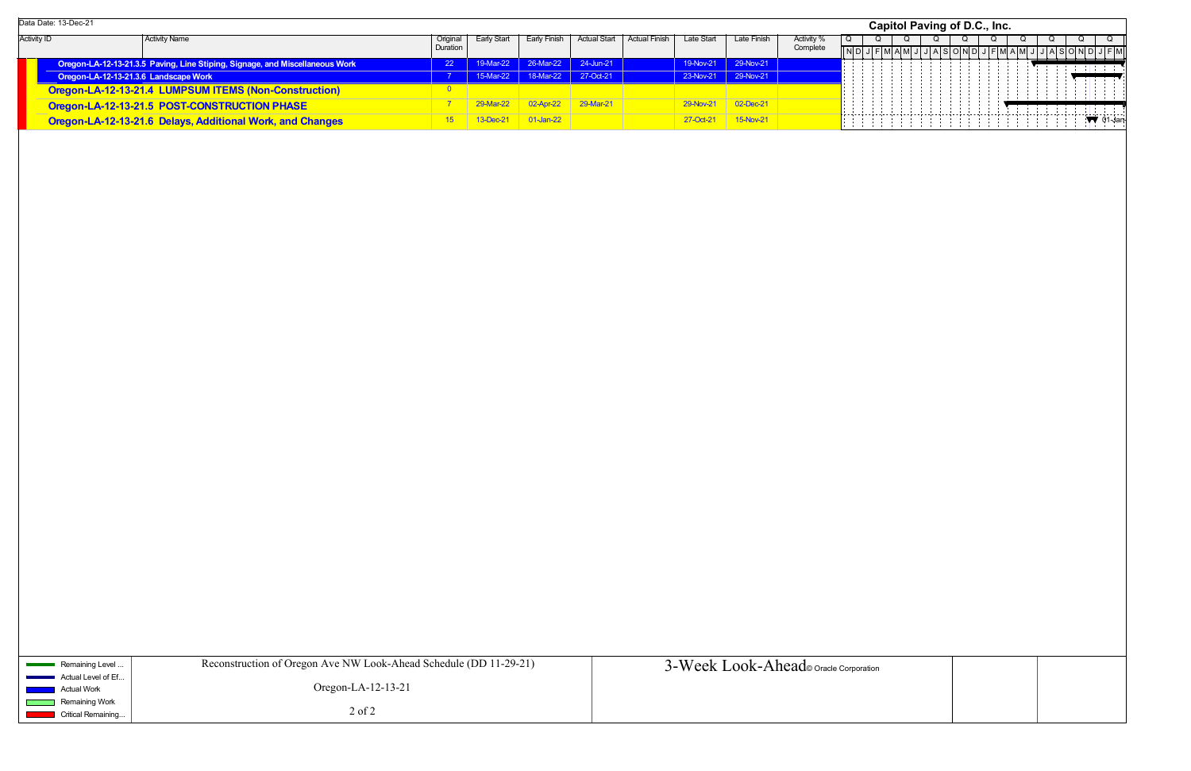Data Date: 13-Dec-21

**Capitol Paving of D.C., Inc.**

| Activity ID | Activity Name | Original Duration | Early Start | Early Finish | Actual Start | Actual Finish | Late Start | Late Finish | Activity % Complete |
|---|---|---|---|---|---|---|---|---|---|
| Oregon-LA-12-13-21.3.5 | Paving, Line Stiping, Signage, and Miscellaneous Work | 22 | 19-Mar-22 | 26-Mar-22 | 24-Jun-21 | | 19-Nov-21 | 29-Nov-21 | |
| Oregon-LA-12-13-21.3.6 | Landscape Work | 7 | 15-Mar-22 | 18-Mar-22 | 27-Oct-21 | | 23-Nov-21 | 29-Nov-21 | |
| Oregon-LA-12-13-21.4 | LUMPSUM ITEMS (Non-Construction) | 0 | | | | | | | |
| Oregon-LA-12-13-21.5 | POST-CONSTRUCTION PHASE | 7 | 29-Mar-22 | 02-Apr-22 | 29-Mar-21 | | 29-Nov-21 | 02-Dec-21 | |
| Oregon-LA-12-13-21.6 | Delays, Additional Work, and Changes | 15 | 13-Dec-21 | 01-Jan-22 | | | 27-Oct-21 | 15-Nov-21 | |

01-Jan

Legend:
- Remaining Level ...
- Actual Level of Ef...
- Actual Work
- Remaining Work
- Critical Remaining...

Reconstruction of Oregon Ave NW Look-Ahead Schedule (DD 11-29-21)

Oregon-LA-12-13-21

3-Week Look-Ahead © Oracle Corporation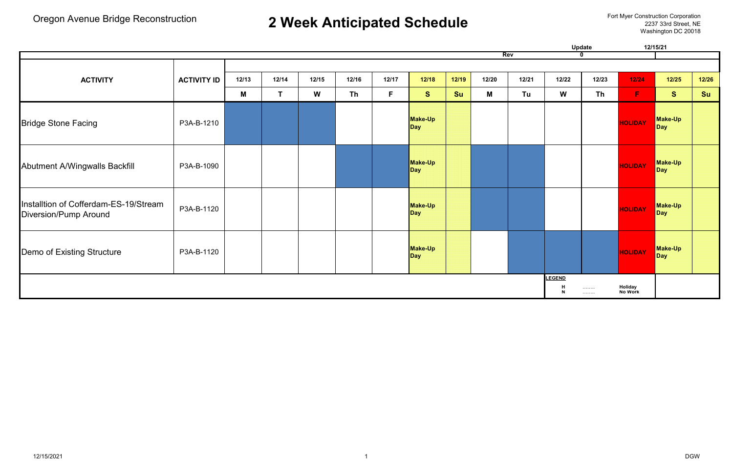Oregon Avenue Bridge Reconstruction

# 2 Week Anticipated Schedule

Fort Myer Construction Corporation
2237 33rd Street, NE
Washington DC 20018

Update 12/15/21

Rev 0

| ACTIVITY | ACTIVITY ID | 12/13 | 12/14 | 12/15 | 12/16 | 12/17 | 12/18 | 12/19 | 12/20 | 12/21 | 12/22 | 12/23 | 12/24 | 12/25 | 12/26 |
|---|---|---|---|---|---|---|---|---|---|---|---|---|---|---|---|
| | | M | T | W | Th | F | S | Su | M | Tu | W | Th | F | S | Su |
| Bridge Stone Facing | P3A-B-1210 | ■ | ■ | ■ | | | Make-Up Day | | | | | | HOLIDAY | Make-Up Day | |
| Abutment A/Wingwalls Backfill | P3A-B-1090 | | | | ■ | ■ | Make-Up Day | | ■ | ■ | | | HOLIDAY | Make-Up Day | |
| Installtion of Cofferdam-ES-19/Stream Diversion/Pump Around | P3A-B-1120 | | | | | | Make-Up Day | | ■ | ■ | | | HOLIDAY | Make-Up Day | |
| Demo of Existing Structure | P3A-B-1120 | | | | | | Make-Up Day | | | ■ | ■ | ■ | HOLIDAY | Make-Up Day | |

**LEGEND**

H ........ Holiday
N ........ No Work

12/15/2021

DGW